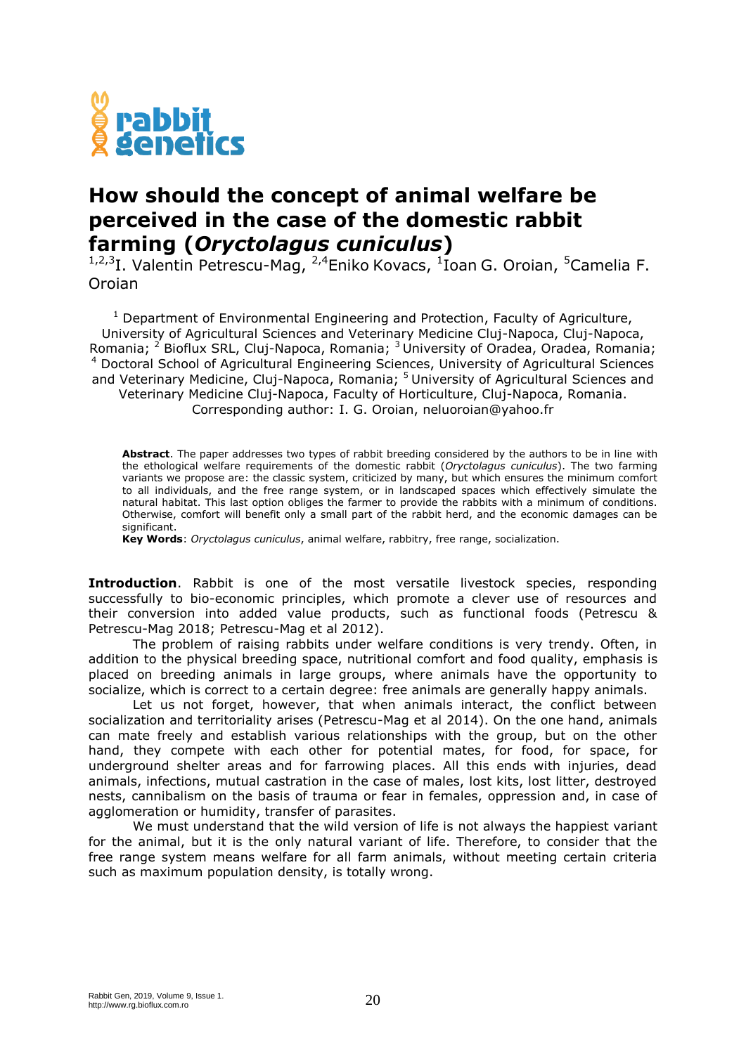# How should the concept of animal welfare be perceived in the case of the domestic rabbit farming (*Oryctolagus cuniculus*)

[1,2,3]I. Valentin Petrescu-Mag, [2,4]Eniko Kovacs, [1]Ioan G. Oroian, [5]Camelia F. Oroian

[1] Department of Environmental Engineering and Protection, Faculty of Agriculture, University of Agricultural Sciences and Veterinary Medicine Cluj-Napoca, Cluj-Napoca, Romania; [2] Bioflux SRL, Cluj-Napoca, Romania; [3] University of Oradea, Oradea, Romania; [4] Doctoral School of Agricultural Engineering Sciences, University of Agricultural Sciences and Veterinary Medicine, Cluj-Napoca, Romania; [5] University of Agricultural Sciences and Veterinary Medicine Cluj-Napoca, Faculty of Horticulture, Cluj-Napoca, Romania. Corresponding author: I. G. Oroian, neluoroian@yahoo.fr

**Abstract**. The paper addresses two types of rabbit breeding considered by the authors to be in line with the ethological welfare requirements of the domestic rabbit (*Oryctolagus cuniculus*). The two farming variants we propose are: the classic system, criticized by many, but which ensures the minimum comfort to all individuals, and the free range system, or in landscaped spaces which effectively simulate the natural habitat. This last option obliges the farmer to provide the rabbits with a minimum of conditions. Otherwise, comfort will benefit only a small part of the rabbit herd, and the economic damages can be significant.

**Key Words**: *Oryctolagus cuniculus*, animal welfare, rabbitry, free range, socialization.

**Introduction**. Rabbit is one of the most versatile livestock species, responding successfully to bio-economic principles, which promote a clever use of resources and their conversion into added value products, such as functional foods (Petrescu & Petrescu-Mag 2018; Petrescu-Mag et al 2012).

The problem of raising rabbits under welfare conditions is very trendy. Often, in addition to the physical breeding space, nutritional comfort and food quality, emphasis is placed on breeding animals in large groups, where animals have the opportunity to socialize, which is correct to a certain degree: free animals are generally happy animals.

Let us not forget, however, that when animals interact, the conflict between socialization and territoriality arises (Petrescu-Mag et al 2014). On the one hand, animals can mate freely and establish various relationships with the group, but on the other hand, they compete with each other for potential mates, for food, for space, for underground shelter areas and for farrowing places. All this ends with injuries, dead animals, infections, mutual castration in the case of males, lost kits, lost litter, destroyed nests, cannibalism on the basis of trauma or fear in females, oppression and, in case of agglomeration or humidity, transfer of parasites.

We must understand that the wild version of life is not always the happiest variant for the animal, but it is the only natural variant of life. Therefore, to consider that the free range system means welfare for all farm animals, without meeting certain criteria such as maximum population density, is totally wrong.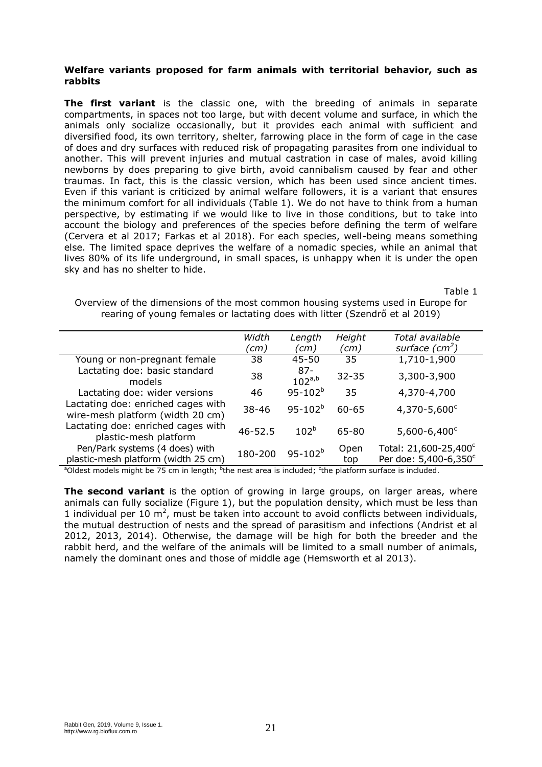**Welfare variants proposed for farm animals with territorial behavior, such as rabbits**

**The first variant** is the classic one, with the breeding of animals in separate compartments, in spaces not too large, but with decent volume and surface, in which the animals only socialize occasionally, but it provides each animal with sufficient and diversified food, its own territory, shelter, farrowing place in the form of cage in the case of does and dry surfaces with reduced risk of propagating parasites from one individual to another. This will prevent injuries and mutual castration in case of males, avoid killing newborns by does preparing to give birth, avoid cannibalism caused by fear and other traumas. In fact, this is the classic version, which has been used since ancient times. Even if this variant is criticized by animal welfare followers, it is a variant that ensures the minimum comfort for all individuals (Table 1). We do not have to think from a human perspective, by estimating if we would like to live in those conditions, but to take into account the biology and preferences of the species before defining the term of welfare (Cervera et al 2017; Farkas et al 2018). For each species, well-being means something else. The limited space deprives the welfare of a nomadic species, while an animal that lives 80% of its life underground, in small spaces, is unhappy when it is under the open sky and has no shelter to hide.

Table 1

Overview of the dimensions of the most common housing systems used in Europe for rearing of young females or lactating does with litter (Szendrő et al 2019)

| | *Width (cm)* | *Length (cm)* | *Height (cm)* | *Total available surface (cm²)* |
|---|---|---|---|---|
| Young or non-pregnant female | 38 | 45-50 | 35 | 1,710-1,900 |
| Lactating doe: basic standard models | 38 | 87-102[a,b] | 32-35 | 3,300-3,900 |
| Lactating doe: wider versions | 46 | 95-102[b] | 35 | 4,370-4,700 |
| Lactating doe: enriched cages with wire-mesh platform (width 20 cm) | 38-46 | 95-102[b] | 60-65 | 4,370-5,600[c] |
| Lactating doe: enriched cages with plastic-mesh platform | 46-52.5 | 102[b] | 65-80 | 5,600-6,400[c] |
| Pen/Park systems (4 does) with plastic-mesh platform (width 25 cm) | 180-200 | 95-102[b] | Open top | Total: 21,600-25,400[c] Per doe: 5,400-6,350[c] |

[a]Oldest models might be 75 cm in length; [b]the nest area is included; [c]the platform surface is included.

**The second variant** is the option of growing in large groups, on larger areas, where animals can fully socialize (Figure 1), but the population density, which must be less than 1 individual per 10 $m^2$, must be taken into account to avoid conflicts between individuals, the mutual destruction of nests and the spread of parasitism and infections (Andrist et al 2012, 2013, 2014). Otherwise, the damage will be high for both the breeder and the rabbit herd, and the welfare of the animals will be limited to a small number of animals, namely the dominant ones and those of middle age (Hemsworth et al 2013).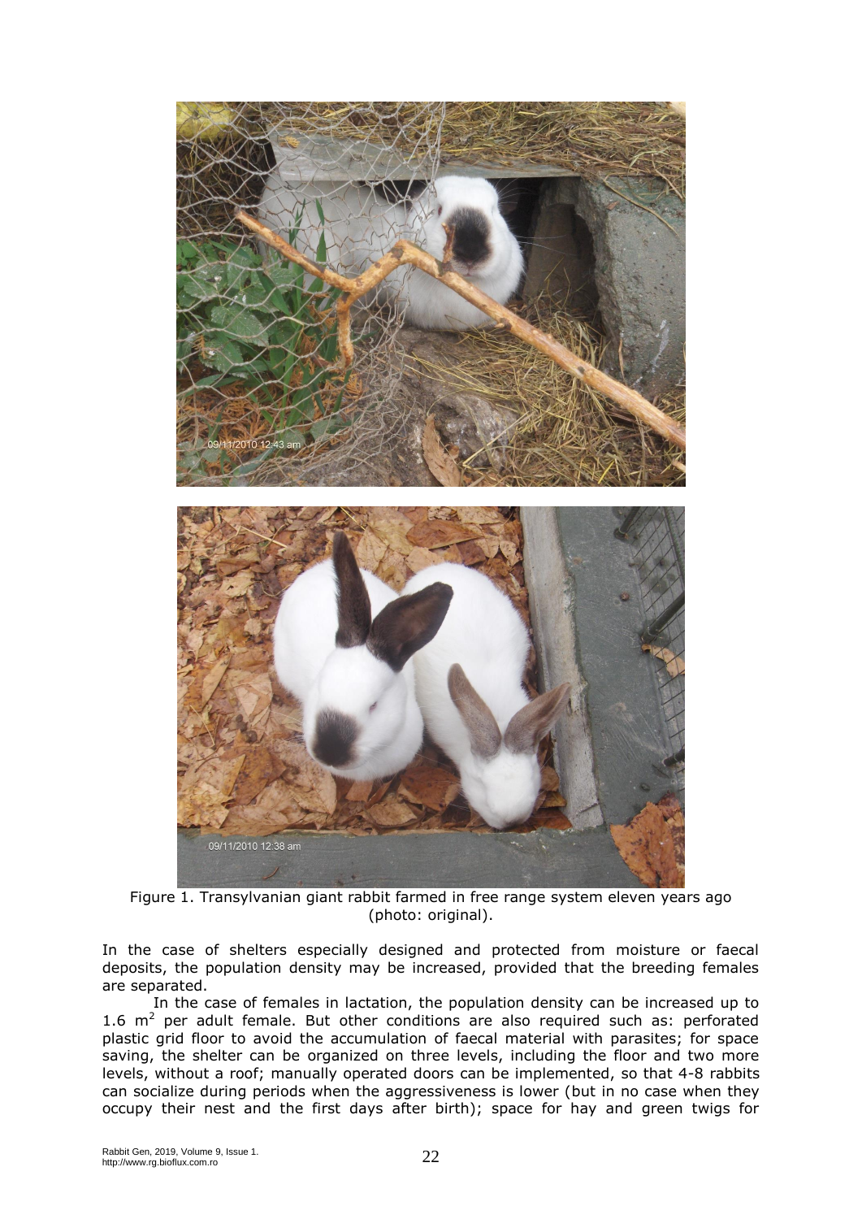Figure 1. Transylvanian giant rabbit farmed in free range system eleven years ago (photo: original).

In the case of shelters especially designed and protected from moisture or faecal deposits, the population density may be increased, provided that the breeding females are separated.

In the case of females in lactation, the population density can be increased up to 1.6 $m^2$ per adult female. But other conditions are also required such as: perforated plastic grid floor to avoid the accumulation of faecal material with parasites; for space saving, the shelter can be organized on three levels, including the floor and two more levels, without a roof; manually operated doors can be implemented, so that 4-8 rabbits can socialize during periods when the aggressiveness is lower (but in no case when they occupy their nest and the first days after birth); space for hay and green twigs for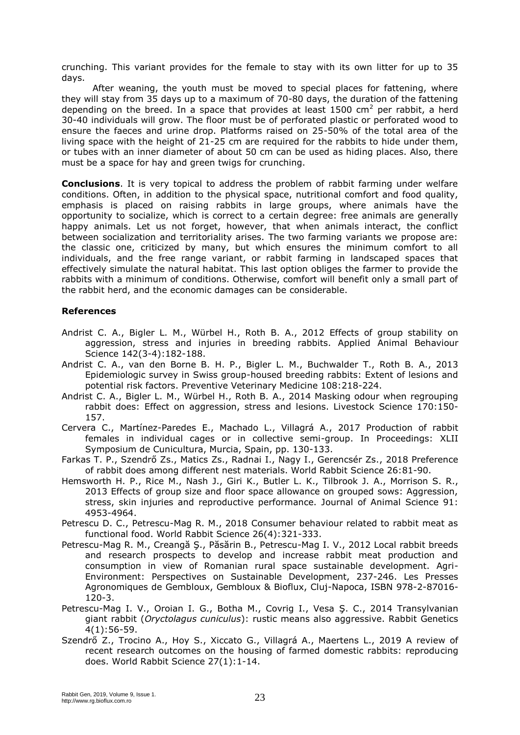crunching. This variant provides for the female to stay with its own litter for up to 35 days.

After weaning, the youth must be moved to special places for fattening, where they will stay from 35 days up to a maximum of 70-80 days, the duration of the fattening depending on the breed. In a space that provides at least 1500 $cm^2$ per rabbit, a herd 30-40 individuals will grow. The floor must be of perforated plastic or perforated wood to ensure the faeces and urine drop. Platforms raised on 25-50% of the total area of the living space with the height of 21-25 cm are required for the rabbits to hide under them, or tubes with an inner diameter of about 50 cm can be used as hiding places. Also, there must be a space for hay and green twigs for crunching.

**Conclusions**. It is very topical to address the problem of rabbit farming under welfare conditions. Often, in addition to the physical space, nutritional comfort and food quality, emphasis is placed on raising rabbits in large groups, where animals have the opportunity to socialize, which is correct to a certain degree: free animals are generally happy animals. Let us not forget, however, that when animals interact, the conflict between socialization and territoriality arises. The two farming variants we propose are: the classic one, criticized by many, but which ensures the minimum comfort to all individuals, and the free range variant, or rabbit farming in landscaped spaces that effectively simulate the natural habitat. This last option obliges the farmer to provide the rabbits with a minimum of conditions. Otherwise, comfort will benefit only a small part of the rabbit herd, and the economic damages can be considerable.

## References

Andrist C. A., Bigler L. M., Würbel H., Roth B. A., 2012 Effects of group stability on aggression, stress and injuries in breeding rabbits. Applied Animal Behaviour Science 142(3-4):182-188.

Andrist C. A., van den Borne B. H. P., Bigler L. M., Buchwalder T., Roth B. A., 2013 Epidemiologic survey in Swiss group-housed breeding rabbits: Extent of lesions and potential risk factors. Preventive Veterinary Medicine 108:218-224.

Andrist C. A., Bigler L. M., Würbel H., Roth B. A., 2014 Masking odour when regrouping rabbit does: Effect on aggression, stress and lesions. Livestock Science 170:150-157.

Cervera C., Martínez-Paredes E., Machado L., Villagrá A., 2017 Production of rabbit females in individual cages or in collective semi-group. In Proceedings: XLII Symposium de Cunicultura, Murcia, Spain, pp. 130-133.

Farkas T. P., Szendrő Zs., Matics Zs., Radnai I., Nagy I., Gerencsér Zs., 2018 Preference of rabbit does among different nest materials. World Rabbit Science 26:81-90.

Hemsworth H. P., Rice M., Nash J., Giri K., Butler L. K., Tilbrook J. A., Morrison S. R., 2013 Effects of group size and floor space allowance on grouped sows: Aggression, stress, skin injuries and reproductive performance. Journal of Animal Science 91: 4953-4964.

Petrescu D. C., Petrescu-Mag R. M., 2018 Consumer behaviour related to rabbit meat as functional food. World Rabbit Science 26(4):321-333.

Petrescu-Mag R. M., Creangă Ş., Păsărin B., Petrescu-Mag I. V., 2012 Local rabbit breeds and research prospects to develop and increase rabbit meat production and consumption in view of Romanian rural space sustainable development. Agri-Environment: Perspectives on Sustainable Development, 237-246. Les Presses Agronomiques de Gembloux, Gembloux & Bioflux, Cluj-Napoca, ISBN 978-2-87016-120-3.

Petrescu-Mag I. V., Oroian I. G., Botha M., Covrig I., Vesa Ş. C., 2014 Transylvanian giant rabbit (*Oryctolagus cuniculus*): rustic means also aggressive. Rabbit Genetics 4(1):56-59.

Szendrő Z., Trocino A., Hoy S., Xiccato G., Villagrá A., Maertens L., 2019 A review of recent research outcomes on the housing of farmed domestic rabbits: reproducing does. World Rabbit Science 27(1):1-14.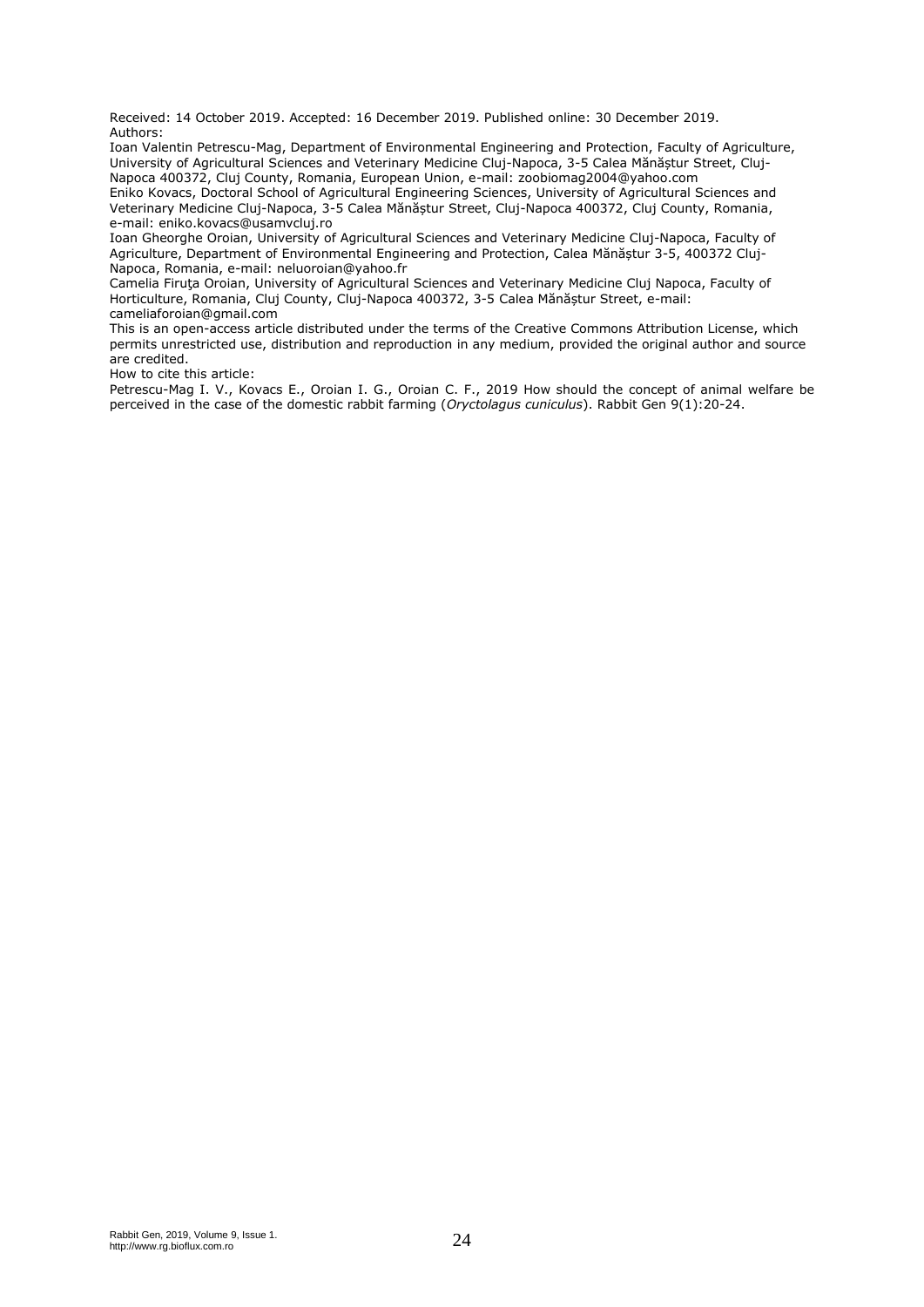Received: 14 October 2019. Accepted: 16 December 2019. Published online: 30 December 2019.
Authors:
Ioan Valentin Petrescu-Mag, Department of Environmental Engineering and Protection, Faculty of Agriculture, University of Agricultural Sciences and Veterinary Medicine Cluj-Napoca, 3-5 Calea Mănăștur Street, Cluj-Napoca 400372, Cluj County, Romania, European Union, e-mail: zoobiomag2004@yahoo.com
Eniko Kovacs, Doctoral School of Agricultural Engineering Sciences, University of Agricultural Sciences and Veterinary Medicine Cluj-Napoca, 3-5 Calea Mănăștur Street, Cluj-Napoca 400372, Cluj County, Romania, e-mail: eniko.kovacs@usamvcluj.ro
Ioan Gheorghe Oroian, University of Agricultural Sciences and Veterinary Medicine Cluj-Napoca, Faculty of Agriculture, Department of Environmental Engineering and Protection, Calea Mănăștur 3-5, 400372 Cluj-Napoca, Romania, e-mail: neluoroian@yahoo.fr
Camelia Firuţa Oroian, University of Agricultural Sciences and Veterinary Medicine Cluj Napoca, Faculty of Horticulture, Romania, Cluj County, Cluj-Napoca 400372, 3-5 Calea Mănăștur Street, e-mail: cameliaforoian@gmail.com
This is an open-access article distributed under the terms of the Creative Commons Attribution License, which permits unrestricted use, distribution and reproduction in any medium, provided the original author and source are credited.
How to cite this article:
Petrescu-Mag I. V., Kovacs E., Oroian I. G., Oroian C. F., 2019 How should the concept of animal welfare be perceived in the case of the domestic rabbit farming (*Oryctolagus cuniculus*). Rabbit Gen 9(1):20-24.